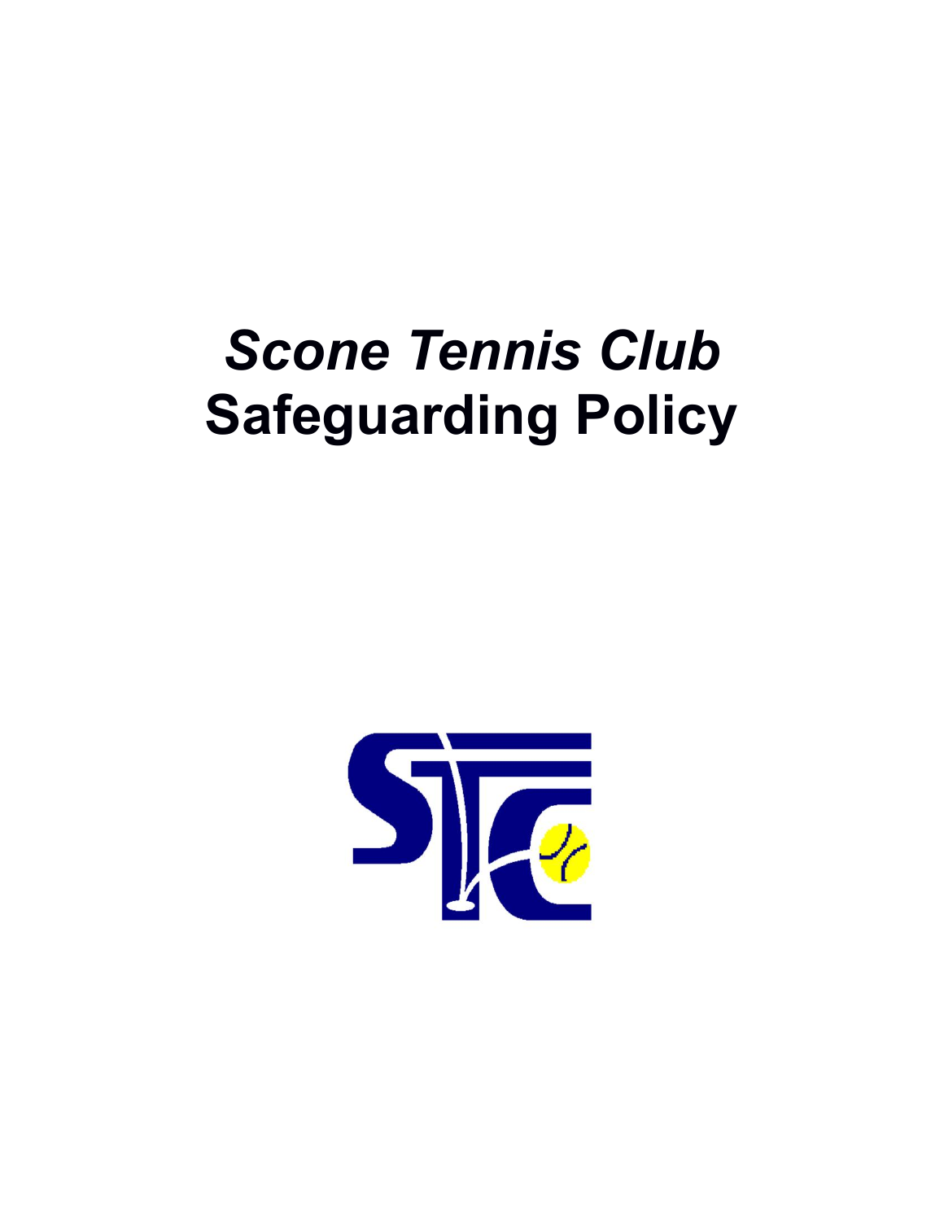# *Scone Tennis Club*
# Safeguarding Policy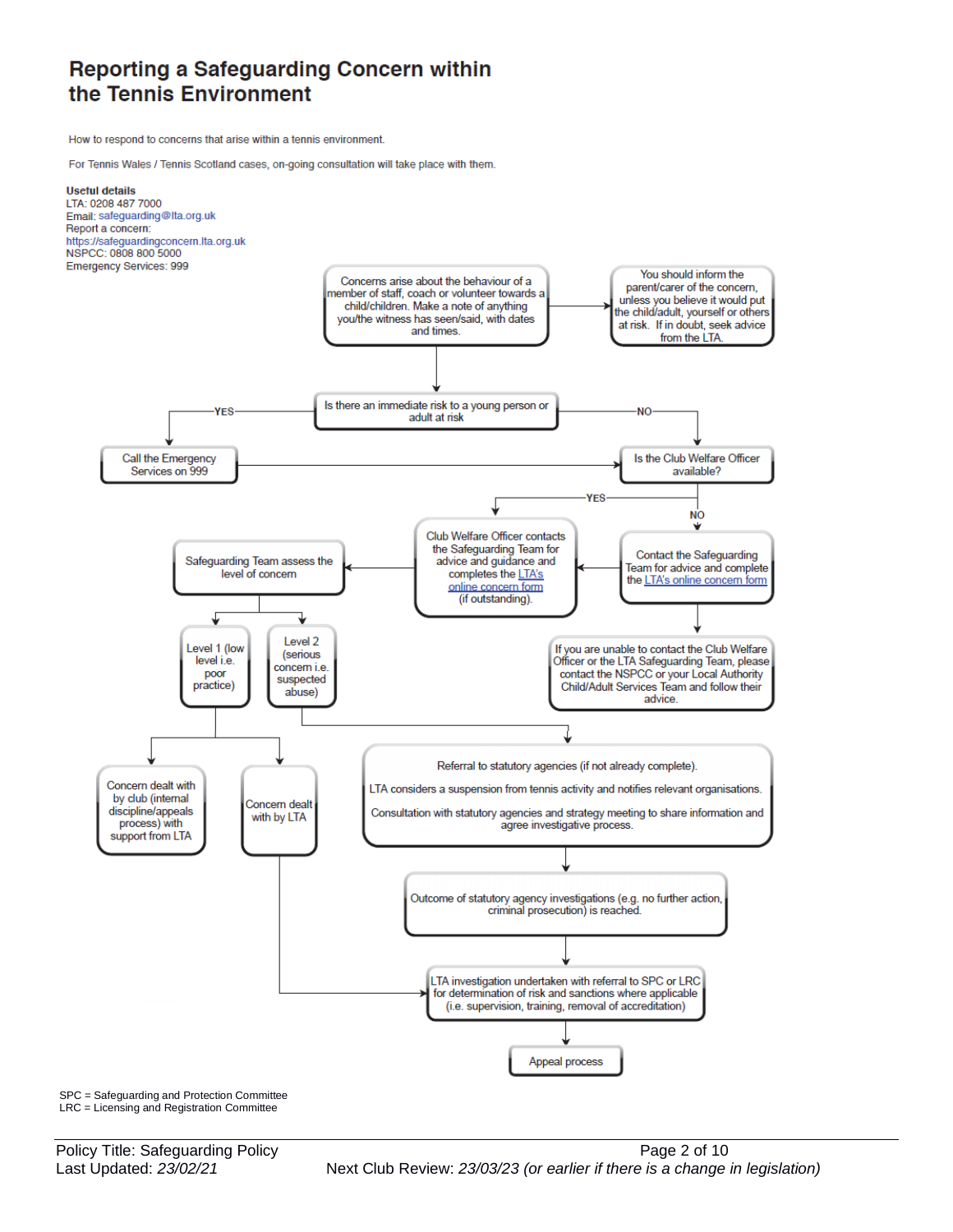# Reporting a Safeguarding Concern within the Tennis Environment

How to respond to concerns that arise within a tennis environment.

For Tennis Wales / Tennis Scotland cases, on-going consultation will take place with them.

**Useful details**
LTA: 0208 487 7000
Email: safeguarding@lta.org.uk
Report a concern:
https://safeguardingconcern.lta.org.uk
NSPCC: 0808 800 5000
Emergency Services: 999

Concerns arise about the behaviour of a member of staff, coach or volunteer towards a child/children. Make a note of anything you/the witness has seen/said, with dates and times.

→ You should inform the parent/carer of the concern, unless you believe it would put the child/adult, yourself or others at risk. If in doubt, seek advice from the LTA.

Is there an immediate risk to a young person or adult at risk

- YES → Call the Emergency Services on 999 → Is the Club Welfare Officer available?
- NO → Is the Club Welfare Officer available?

Is the Club Welfare Officer available?

- YES → Club Welfare Officer contacts the Safeguarding Team for advice and guidance and completes the LTA's online concern form (if outstanding).
- NO → Contact the Safeguarding Team for advice and complete the LTA's online concern form → Club Welfare Officer contacts the Safeguarding Team...
  - If you are unable to contact the Club Welfare Officer or the LTA Safeguarding Team, please contact the NSPCC or your Local Authority Child/Adult Services Team and follow their advice.

Safeguarding Team assess the level of concern

- Level 1 (low level i.e. poor practice)
  - Concern dealt with by club (internal discipline/appeals process) with support from LTA
  - Concern dealt with by LTA → LTA investigation undertaken with referral to SPC or LRC for determination of risk and sanctions where applicable (i.e. supervision, training, removal of accreditation)
- Level 2 (serious concern i.e. suspected abuse)
  - Referral to statutory agencies (if not already complete).
    LTA considers a suspension from tennis activity and notifies relevant organisations.
    Consultation with statutory agencies and strategy meeting to share information and agree investigative process.
  - → Outcome of statutory agency investigations (e.g. no further action, criminal prosecution) is reached.
  - → LTA investigation undertaken with referral to SPC or LRC for determination of risk and sanctions where applicable (i.e. supervision, training, removal of accreditation)
  - → Appeal process

SPC = Safeguarding and Protection Committee
LRC = Licensing and Registration Committee

Policy Title: Safeguarding Policy
Last Updated: *23/02/21*
Next Club Review: *23/03/23 (or earlier if there is a change in legislation)*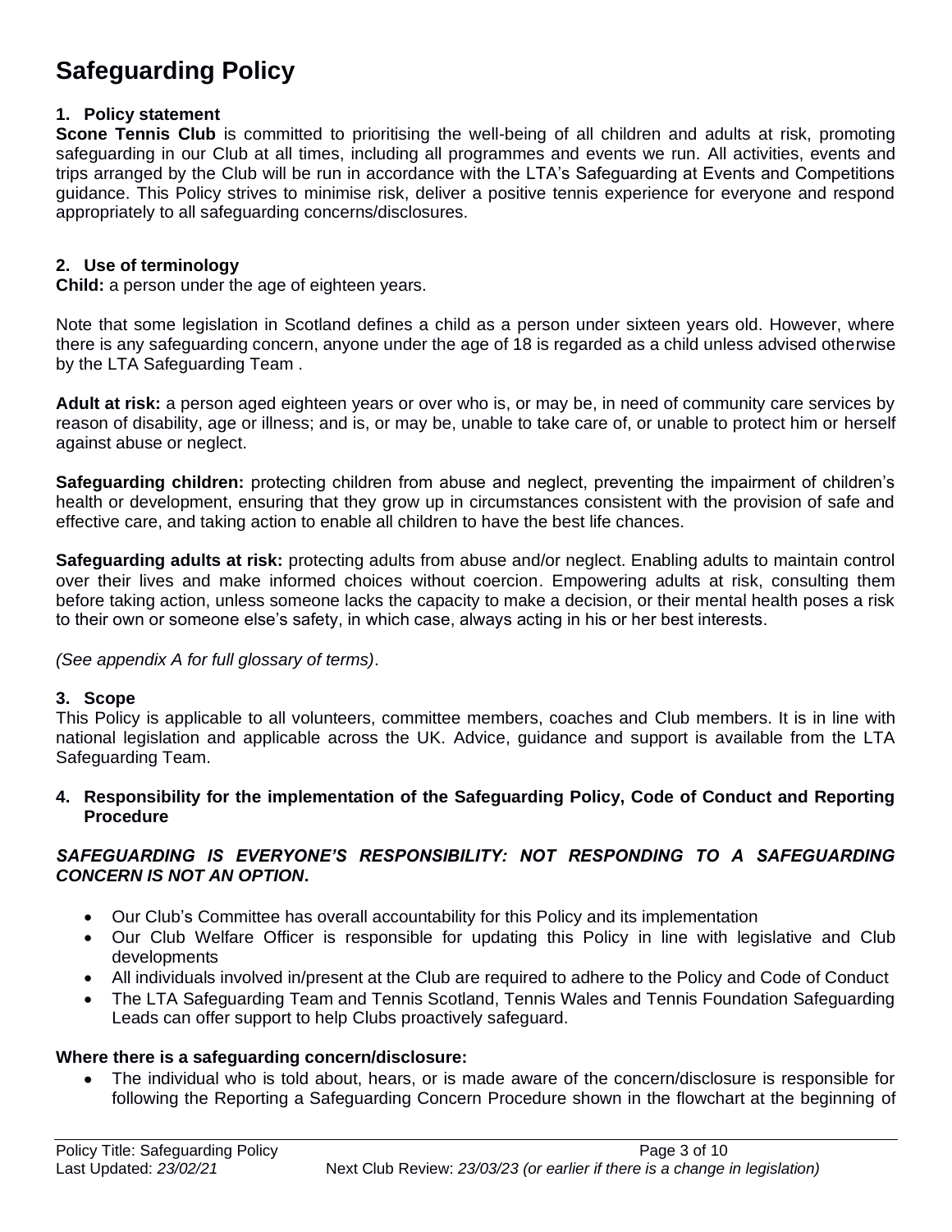# Safeguarding Policy

## 1. Policy statement

**Scone Tennis Club** is committed to prioritising the well-being of all children and adults at risk, promoting safeguarding in our Club at all times, including all programmes and events we run. All activities, events and trips arranged by the Club will be run in accordance with the LTA's Safeguarding at Events and Competitions guidance. This Policy strives to minimise risk, deliver a positive tennis experience for everyone and respond appropriately to all safeguarding concerns/disclosures.

## 2. Use of terminology

**Child:** a person under the age of eighteen years.

Note that some legislation in Scotland defines a child as a person under sixteen years old. However, where there is any safeguarding concern, anyone under the age of 18 is regarded as a child unless advised otherwise by the LTA Safeguarding Team .

**Adult at risk:** a person aged eighteen years or over who is, or may be, in need of community care services by reason of disability, age or illness; and is, or may be, unable to take care of, or unable to protect him or herself against abuse or neglect.

**Safeguarding children:** protecting children from abuse and neglect, preventing the impairment of children's health or development, ensuring that they grow up in circumstances consistent with the provision of safe and effective care, and taking action to enable all children to have the best life chances.

**Safeguarding adults at risk:** protecting adults from abuse and/or neglect. Enabling adults to maintain control over their lives and make informed choices without coercion. Empowering adults at risk, consulting them before taking action, unless someone lacks the capacity to make a decision, or their mental health poses a risk to their own or someone else's safety, in which case, always acting in his or her best interests.

*(See appendix A for full glossary of terms)*.

## 3. Scope

This Policy is applicable to all volunteers, committee members, coaches and Club members. It is in line with national legislation and applicable across the UK. Advice, guidance and support is available from the LTA Safeguarding Team.

## 4. Responsibility for the implementation of the Safeguarding Policy, Code of Conduct and Reporting Procedure

***SAFEGUARDING IS EVERYONE'S RESPONSIBILITY: NOT RESPONDING TO A SAFEGUARDING CONCERN IS NOT AN OPTION.***

- Our Club's Committee has overall accountability for this Policy and its implementation
- Our Club Welfare Officer is responsible for updating this Policy in line with legislative and Club developments
- All individuals involved in/present at the Club are required to adhere to the Policy and Code of Conduct
- The LTA Safeguarding Team and Tennis Scotland, Tennis Wales and Tennis Foundation Safeguarding Leads can offer support to help Clubs proactively safeguard.

**Where there is a safeguarding concern/disclosure:**

- The individual who is told about, hears, or is made aware of the concern/disclosure is responsible for following the Reporting a Safeguarding Concern Procedure shown in the flowchart at the beginning of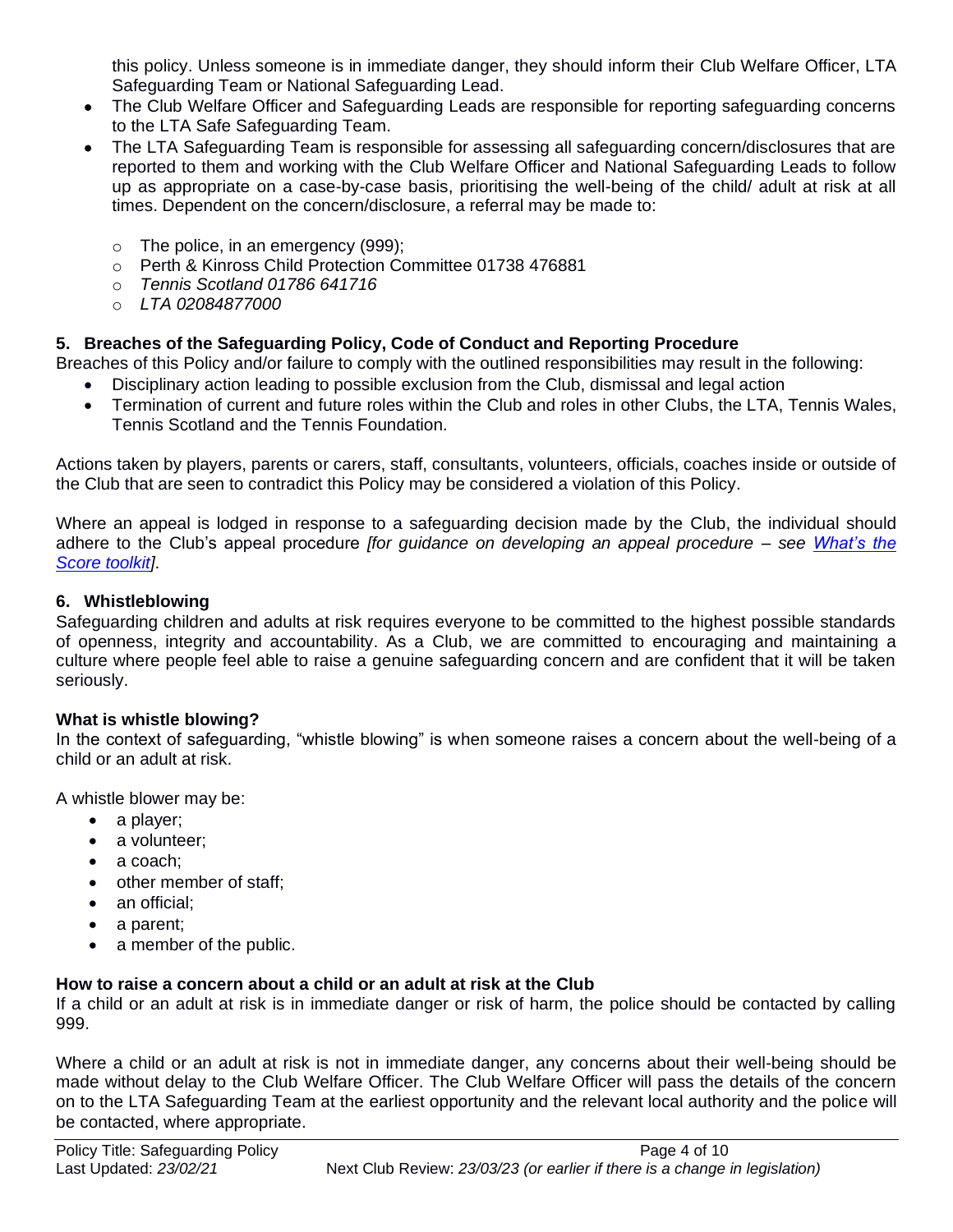this policy. Unless someone is in immediate danger, they should inform their Club Welfare Officer, LTA Safeguarding Team or National Safeguarding Lead.

- The Club Welfare Officer and Safeguarding Leads are responsible for reporting safeguarding concerns to the LTA Safe Safeguarding Team.
- The LTA Safeguarding Team is responsible for assessing all safeguarding concern/disclosures that are reported to them and working with the Club Welfare Officer and National Safeguarding Leads to follow up as appropriate on a case-by-case basis, prioritising the well-being of the child/ adult at risk at all times. Dependent on the concern/disclosure, a referral may be made to:
    - The police, in an emergency (999);
    - Perth & Kinross Child Protection Committee 01738 476881
    - *Tennis Scotland 01786 641716*
    - *LTA 02084877000*

## 5. Breaches of the Safeguarding Policy, Code of Conduct and Reporting Procedure

Breaches of this Policy and/or failure to comply with the outlined responsibilities may result in the following:

- Disciplinary action leading to possible exclusion from the Club, dismissal and legal action
- Termination of current and future roles within the Club and roles in other Clubs, the LTA, Tennis Wales, Tennis Scotland and the Tennis Foundation.

Actions taken by players, parents or carers, staff, consultants, volunteers, officials, coaches inside or outside of the Club that are seen to contradict this Policy may be considered a violation of this Policy.

Where an appeal is lodged in response to a safeguarding decision made by the Club, the individual should adhere to the Club's appeal procedure *[for guidance on developing an appeal procedure – see What's the Score toolkit]*.

## 6. Whistleblowing

Safeguarding children and adults at risk requires everyone to be committed to the highest possible standards of openness, integrity and accountability. As a Club, we are committed to encouraging and maintaining a culture where people feel able to raise a genuine safeguarding concern and are confident that it will be taken seriously.

**What is whistle blowing?**

In the context of safeguarding, "whistle blowing" is when someone raises a concern about the well-being of a child or an adult at risk.

A whistle blower may be:

- a player;
- a volunteer;
- a coach;
- other member of staff;
- an official;
- a parent;
- a member of the public.

**How to raise a concern about a child or an adult at risk at the Club**

If a child or an adult at risk is in immediate danger or risk of harm, the police should be contacted by calling 999.

Where a child or an adult at risk is not in immediate danger, any concerns about their well-being should be made without delay to the Club Welfare Officer. The Club Welfare Officer will pass the details of the concern on to the LTA Safeguarding Team at the earliest opportunity and the relevant local authority and the police will be contacted, where appropriate.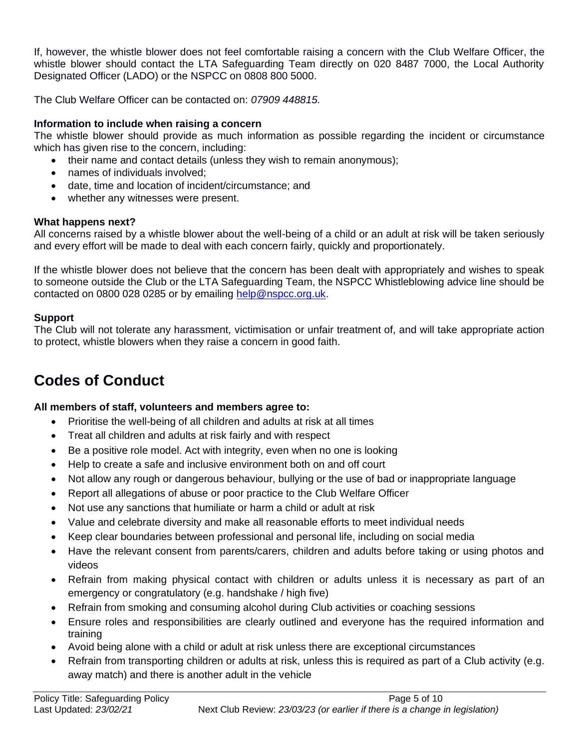If, however, the whistle blower does not feel comfortable raising a concern with the Club Welfare Officer, the whistle blower should contact the LTA Safeguarding Team directly on 020 8487 7000, the Local Authority Designated Officer (LADO) or the NSPCC on 0808 800 5000.

The Club Welfare Officer can be contacted on: *07909 448815.*

**Information to include when raising a concern**

The whistle blower should provide as much information as possible regarding the incident or circumstance which has given rise to the concern, including:

- their name and contact details (unless they wish to remain anonymous);
- names of individuals involved;
- date, time and location of incident/circumstance; and
- whether any witnesses were present.

**What happens next?**

All concerns raised by a whistle blower about the well-being of a child or an adult at risk will be taken seriously and every effort will be made to deal with each concern fairly, quickly and proportionately.

If the whistle blower does not believe that the concern has been dealt with appropriately and wishes to speak to someone outside the Club or the LTA Safeguarding Team, the NSPCC Whistleblowing advice line should be contacted on 0800 028 0285 or by emailing help@nspcc.org.uk.

**Support**

The Club will not tolerate any harassment, victimisation or unfair treatment of, and will take appropriate action to protect, whistle blowers when they raise a concern in good faith.

# Codes of Conduct

**All members of staff, volunteers and members agree to:**

- Prioritise the well-being of all children and adults at risk at all times
- Treat all children and adults at risk fairly and with respect
- Be a positive role model. Act with integrity, even when no one is looking
- Help to create a safe and inclusive environment both on and off court
- Not allow any rough or dangerous behaviour, bullying or the use of bad or inappropriate language
- Report all allegations of abuse or poor practice to the Club Welfare Officer
- Not use any sanctions that humiliate or harm a child or adult at risk
- Value and celebrate diversity and make all reasonable efforts to meet individual needs
- Keep clear boundaries between professional and personal life, including on social media
- Have the relevant consent from parents/carers, children and adults before taking or using photos and videos
- Refrain from making physical contact with children or adults unless it is necessary as part of an emergency or congratulatory (e.g. handshake / high five)
- Refrain from smoking and consuming alcohol during Club activities or coaching sessions
- Ensure roles and responsibilities are clearly outlined and everyone has the required information and training
- Avoid being alone with a child or adult at risk unless there are exceptional circumstances
- Refrain from transporting children or adults at risk, unless this is required as part of a Club activity (e.g. away match) and there is another adult in the vehicle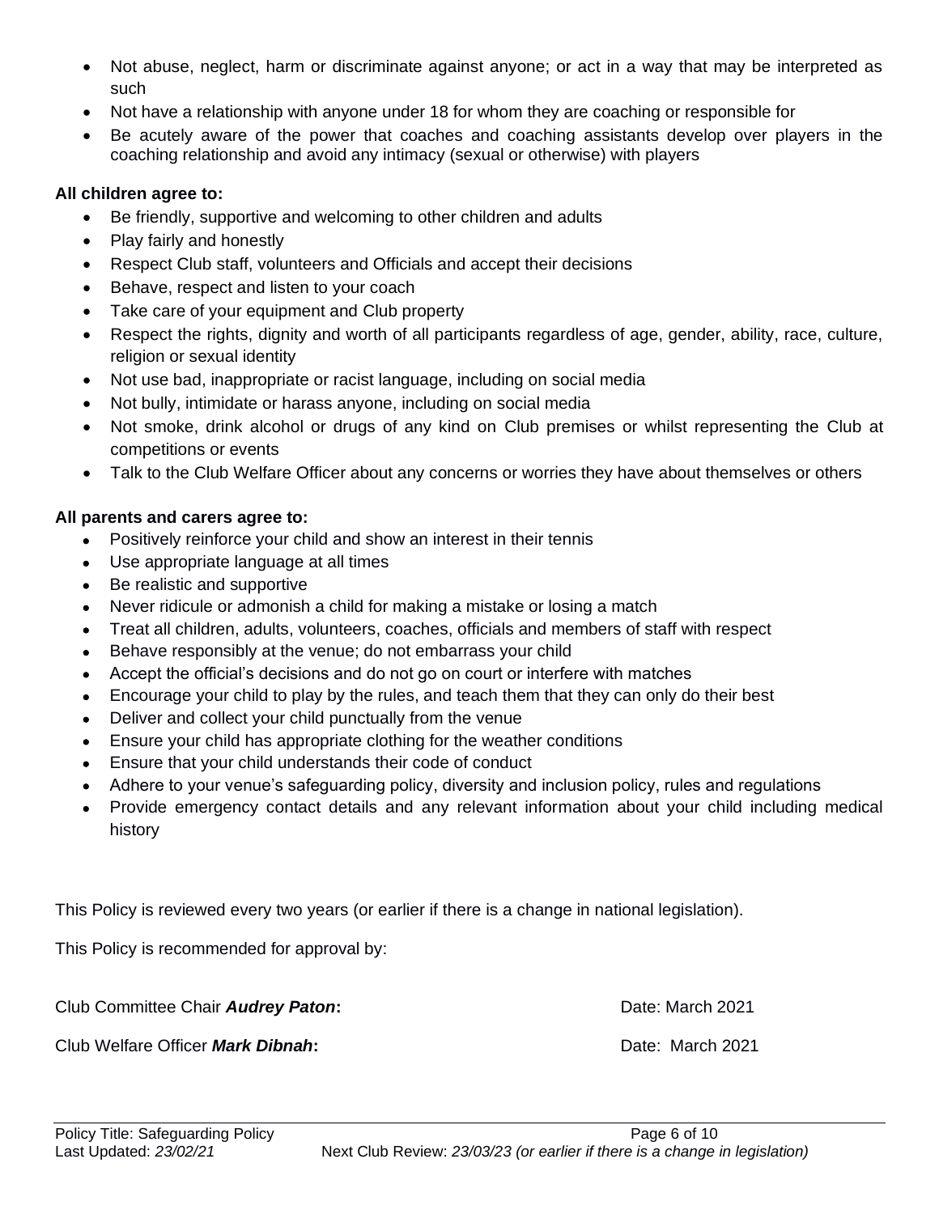- Not abuse, neglect, harm or discriminate against anyone; or act in a way that may be interpreted as such
- Not have a relationship with anyone under 18 for whom they are coaching or responsible for
- Be acutely aware of the power that coaches and coaching assistants develop over players in the coaching relationship and avoid any intimacy (sexual or otherwise) with players

**All children agree to:**

- Be friendly, supportive and welcoming to other children and adults
- Play fairly and honestly
- Respect Club staff, volunteers and Officials and accept their decisions
- Behave, respect and listen to your coach
- Take care of your equipment and Club property
- Respect the rights, dignity and worth of all participants regardless of age, gender, ability, race, culture, religion or sexual identity
- Not use bad, inappropriate or racist language, including on social media
- Not bully, intimidate or harass anyone, including on social media
- Not smoke, drink alcohol or drugs of any kind on Club premises or whilst representing the Club at competitions or events
- Talk to the Club Welfare Officer about any concerns or worries they have about themselves or others

**All parents and carers agree to:**

- Positively reinforce your child and show an interest in their tennis
- Use appropriate language at all times
- Be realistic and supportive
- Never ridicule or admonish a child for making a mistake or losing a match
- Treat all children, adults, volunteers, coaches, officials and members of staff with respect
- Behave responsibly at the venue; do not embarrass your child
- Accept the official's decisions and do not go on court or interfere with matches
- Encourage your child to play by the rules, and teach them that they can only do their best
- Deliver and collect your child punctually from the venue
- Ensure your child has appropriate clothing for the weather conditions
- Ensure that your child understands their code of conduct
- Adhere to your venue's safeguarding policy, diversity and inclusion policy, rules and regulations
- Provide emergency contact details and any relevant information about your child including medical history

This Policy is reviewed every two years (or earlier if there is a change in national legislation).

This Policy is recommended for approval by:

Club Committee Chair ***Audrey Paton*****:** Date: March 2021

Club Welfare Officer ***Mark Dibnah*****:** Date: March 2021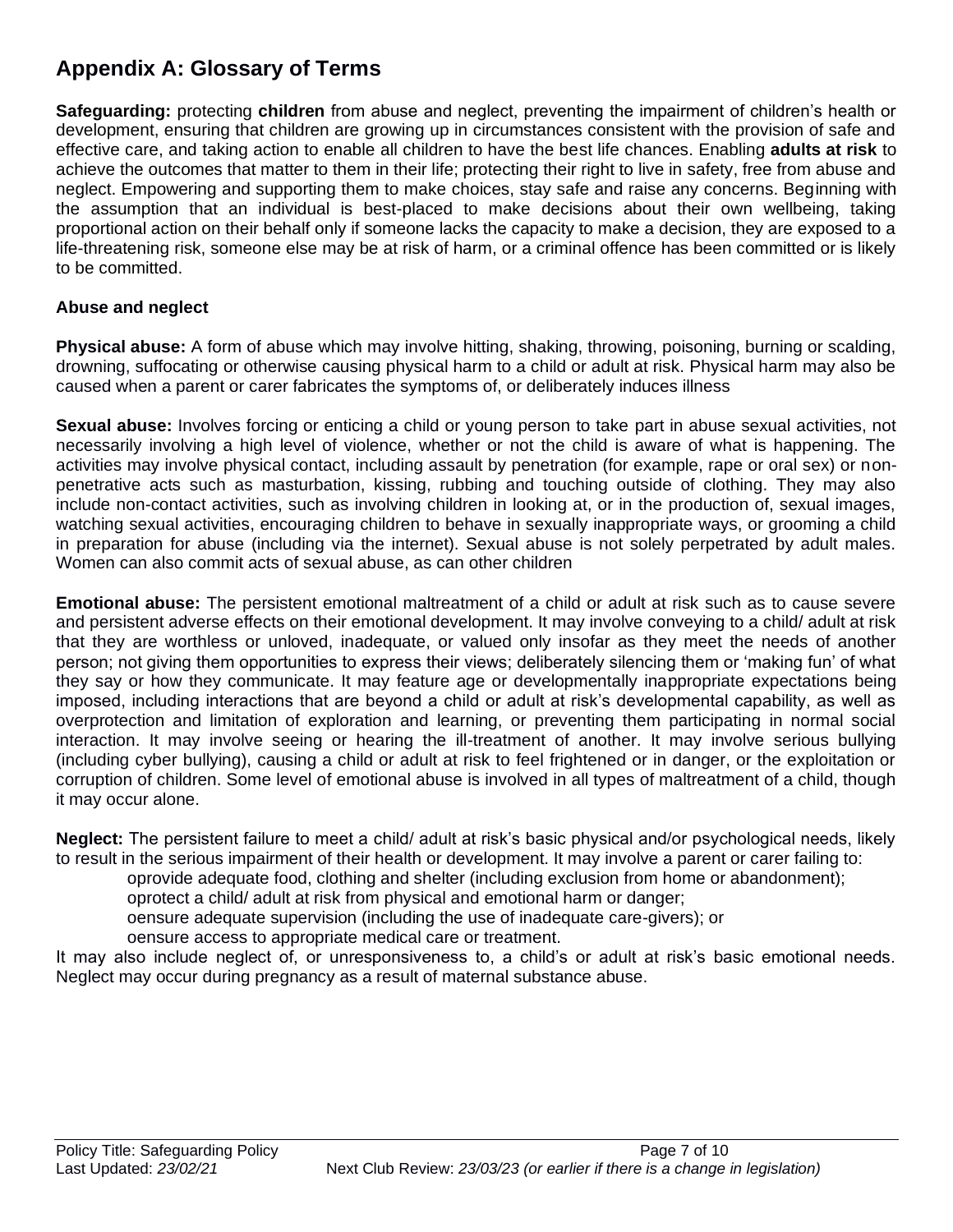## Appendix A: Glossary of Terms

**Safeguarding:** protecting **children** from abuse and neglect, preventing the impairment of children's health or development, ensuring that children are growing up in circumstances consistent with the provision of safe and effective care, and taking action to enable all children to have the best life chances. Enabling **adults at risk** to achieve the outcomes that matter to them in their life; protecting their right to live in safety, free from abuse and neglect. Empowering and supporting them to make choices, stay safe and raise any concerns. Beginning with the assumption that an individual is best-placed to make decisions about their own wellbeing, taking proportional action on their behalf only if someone lacks the capacity to make a decision, they are exposed to a life-threatening risk, someone else may be at risk of harm, or a criminal offence has been committed or is likely to be committed.

**Abuse and neglect**

**Physical abuse:** A form of abuse which may involve hitting, shaking, throwing, poisoning, burning or scalding, drowning, suffocating or otherwise causing physical harm to a child or adult at risk. Physical harm may also be caused when a parent or carer fabricates the symptoms of, or deliberately induces illness

**Sexual abuse:** Involves forcing or enticing a child or young person to take part in abuse sexual activities, not necessarily involving a high level of violence, whether or not the child is aware of what is happening. The activities may involve physical contact, including assault by penetration (for example, rape or oral sex) or non-penetrative acts such as masturbation, kissing, rubbing and touching outside of clothing. They may also include non-contact activities, such as involving children in looking at, or in the production of, sexual images, watching sexual activities, encouraging children to behave in sexually inappropriate ways, or grooming a child in preparation for abuse (including via the internet). Sexual abuse is not solely perpetrated by adult males. Women can also commit acts of sexual abuse, as can other children

**Emotional abuse:** The persistent emotional maltreatment of a child or adult at risk such as to cause severe and persistent adverse effects on their emotional development. It may involve conveying to a child/ adult at risk that they are worthless or unloved, inadequate, or valued only insofar as they meet the needs of another person; not giving them opportunities to express their views; deliberately silencing them or 'making fun' of what they say or how they communicate. It may feature age or developmentally inappropriate expectations being imposed, including interactions that are beyond a child or adult at risk's developmental capability, as well as overprotection and limitation of exploration and learning, or preventing them participating in normal social interaction. It may involve seeing or hearing the ill-treatment of another. It may involve serious bullying (including cyber bullying), causing a child or adult at risk to feel frightened or in danger, or the exploitation or corruption of children. Some level of emotional abuse is involved in all types of maltreatment of a child, though it may occur alone.

**Neglect:** The persistent failure to meet a child/ adult at risk's basic physical and/or psychological needs, likely to result in the serious impairment of their health or development. It may involve a parent or carer failing to:

- provide adequate food, clothing and shelter (including exclusion from home or abandonment);
- protect a child/ adult at risk from physical and emotional harm or danger;
- ensure adequate supervision (including the use of inadequate care-givers); or
- ensure access to appropriate medical care or treatment.

It may also include neglect of, or unresponsiveness to, a child's or adult at risk's basic emotional needs. Neglect may occur during pregnancy as a result of maternal substance abuse.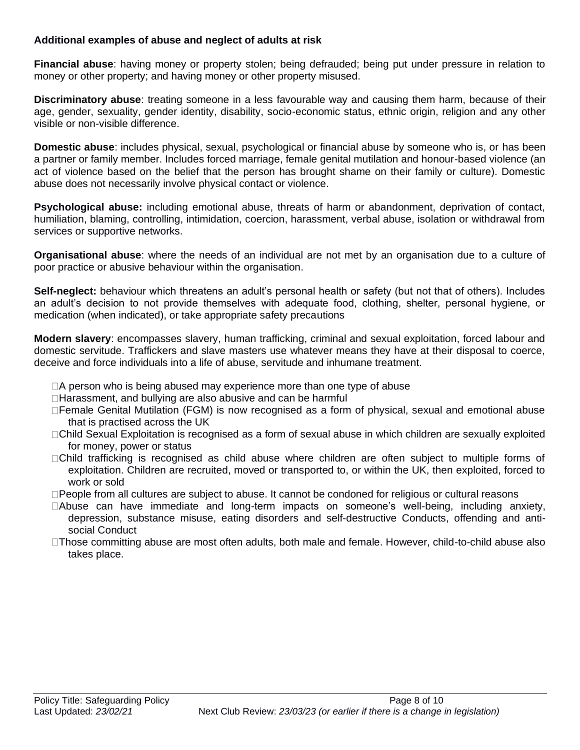**Additional examples of abuse and neglect of adults at risk**

**Financial abuse**: having money or property stolen; being defrauded; being put under pressure in relation to money or other property; and having money or other property misused.

**Discriminatory abuse**: treating someone in a less favourable way and causing them harm, because of their age, gender, sexuality, gender identity, disability, socio-economic status, ethnic origin, religion and any other visible or non-visible difference.

**Domestic abuse**: includes physical, sexual, psychological or financial abuse by someone who is, or has been a partner or family member. Includes forced marriage, female genital mutilation and honour-based violence (an act of violence based on the belief that the person has brought shame on their family or culture). Domestic abuse does not necessarily involve physical contact or violence.

**Psychological abuse:** including emotional abuse, threats of harm or abandonment, deprivation of contact, humiliation, blaming, controlling, intimidation, coercion, harassment, verbal abuse, isolation or withdrawal from services or supportive networks.

**Organisational abuse**: where the needs of an individual are not met by an organisation due to a culture of poor practice or abusive behaviour within the organisation.

**Self-neglect:** behaviour which threatens an adult's personal health or safety (but not that of others). Includes an adult's decision to not provide themselves with adequate food, clothing, shelter, personal hygiene, or medication (when indicated), or take appropriate safety precautions

**Modern slavery**: encompasses slavery, human trafficking, criminal and sexual exploitation, forced labour and domestic servitude. Traffickers and slave masters use whatever means they have at their disposal to coerce, deceive and force individuals into a life of abuse, servitude and inhumane treatment.

- A person who is being abused may experience more than one type of abuse
- Harassment, and bullying are also abusive and can be harmful
- Female Genital Mutilation (FGM) is now recognised as a form of physical, sexual and emotional abuse that is practised across the UK
- Child Sexual Exploitation is recognised as a form of sexual abuse in which children are sexually exploited for money, power or status
- Child trafficking is recognised as child abuse where children are often subject to multiple forms of exploitation. Children are recruited, moved or transported to, or within the UK, then exploited, forced to work or sold
- People from all cultures are subject to abuse. It cannot be condoned for religious or cultural reasons
- Abuse can have immediate and long-term impacts on someone's well-being, including anxiety, depression, substance misuse, eating disorders and self-destructive Conducts, offending and anti-social Conduct
- Those committing abuse are most often adults, both male and female. However, child-to-child abuse also takes place.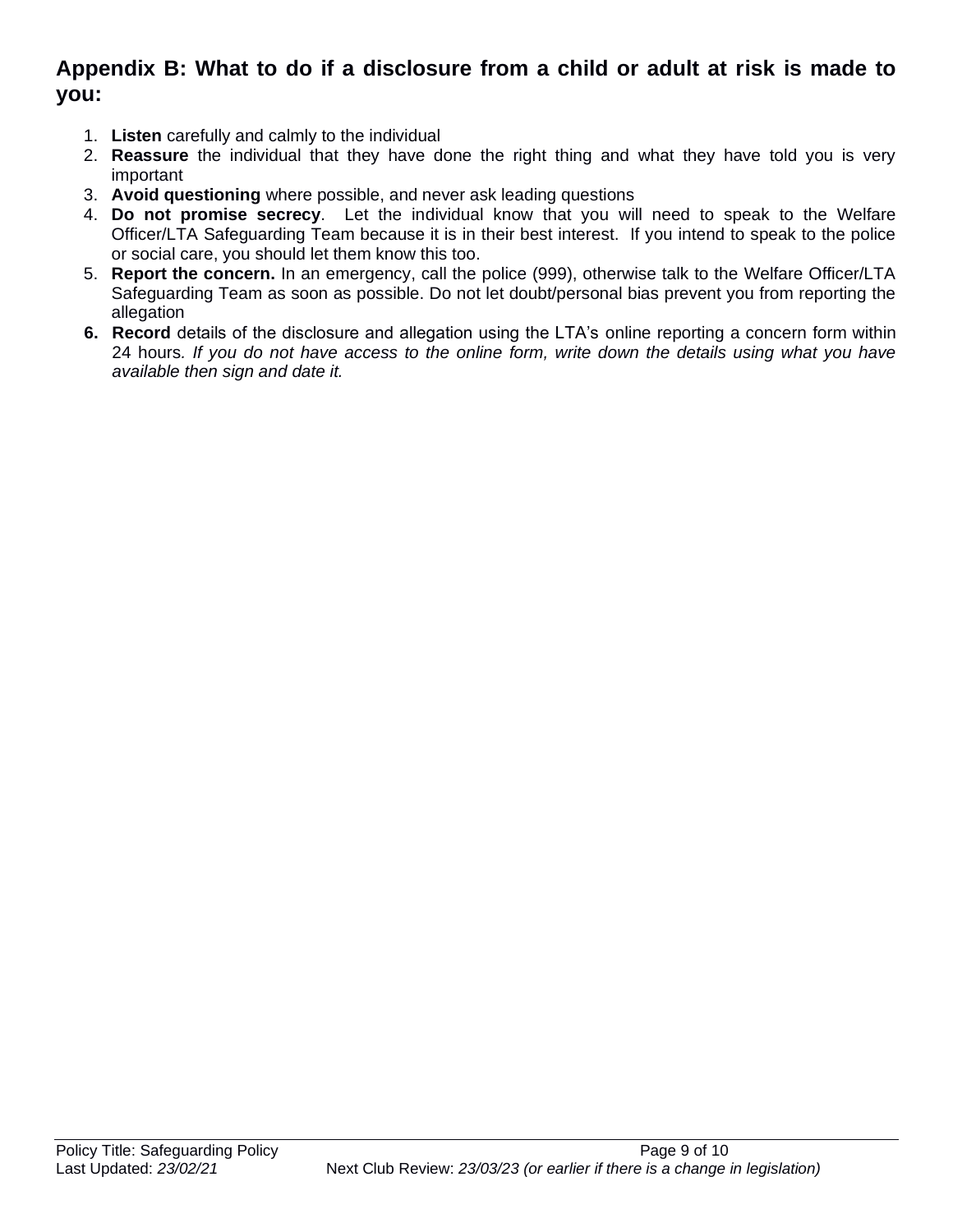## Appendix B: What to do if a disclosure from a child or adult at risk is made to you:

1. **Listen** carefully and calmly to the individual
2. **Reassure** the individual that they have done the right thing and what they have told you is very important
3. **Avoid questioning** where possible, and never ask leading questions
4. **Do not promise secrecy**. Let the individual know that you will need to speak to the Welfare Officer/LTA Safeguarding Team because it is in their best interest. If you intend to speak to the police or social care, you should let them know this too.
5. **Report the concern.** In an emergency, call the police (999), otherwise talk to the Welfare Officer/LTA Safeguarding Team as soon as possible. Do not let doubt/personal bias prevent you from reporting the allegation
6. **Record** details of the disclosure and allegation using the LTA's online reporting a concern form within 24 hours*. If you do not have access to the online form, write down the details using what you have available then sign and date it.*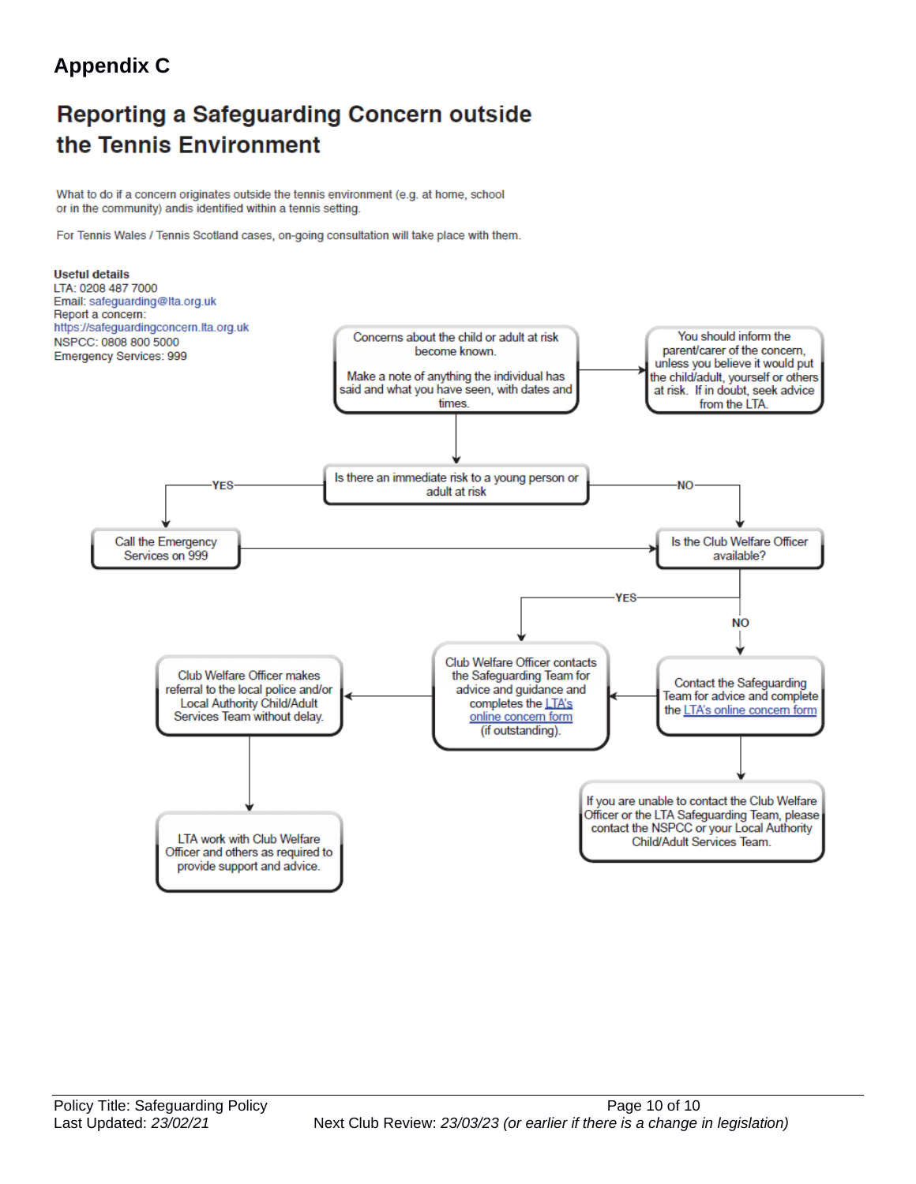## Appendix C

# Reporting a Safeguarding Concern outside the Tennis Environment

What to do if a concern originates outside the tennis environment (e.g. at home, school or in the community) andis identified within a tennis setting.

For Tennis Wales / Tennis Scotland cases, on-going consultation will take place with them.

**Useful details**
LTA: 0208 487 7000
Email: safeguarding@lta.org.uk
Report a concern:
https://safeguardingconcern.lta.org.uk
NSPCC: 0808 800 5000
Emergency Services: 999

Concerns about the child or adult at risk become known.

Make a note of anything the individual has said and what you have seen, with dates and times.

You should inform the parent/carer of the concern, unless you believe it would put the child/adult, yourself or others at risk. If in doubt, seek advice from the LTA.

Is there an immediate risk to a young person or adult at risk

YES

Call the Emergency Services on 999

NO

Is the Club Welfare Officer available?

YES

Club Welfare Officer contacts the Safeguarding Team for advice and guidance and completes the LTA's online concern form (if outstanding).

NO

Contact the Safeguarding Team for advice and complete the LTA's online concern form

Club Welfare Officer makes referral to the local police and/or Local Authority Child/Adult Services Team without delay.

LTA work with Club Welfare Officer and others as required to provide support and advice.

If you are unable to contact the Club Welfare Officer or the LTA Safeguarding Team, please contact the NSPCC or your Local Authority Child/Adult Services Team.

Policy Title: Safeguarding Policy
Last Updated: *23/02/21*
Next Club Review: *23/03/23 (or earlier if there is a change in legislation)*